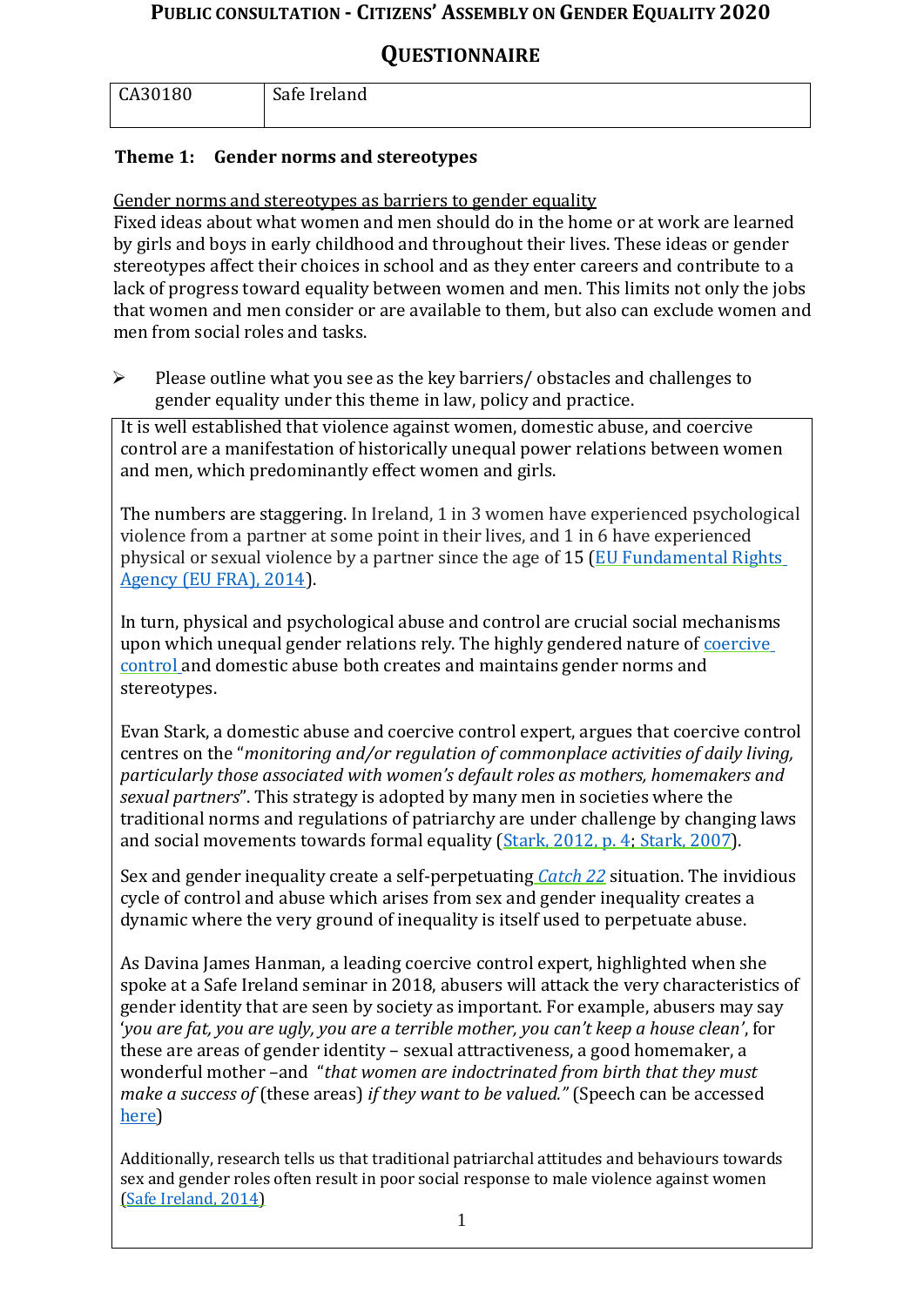# Public consultation - Citizens' Assembly on Gender Equality 2020

## Questionnaire

| CA30180 | Safe Ireland |
| --- | --- |

### Theme 1: Gender norms and stereotypes

Gender norms and stereotypes as barriers to gender equality

Fixed ideas about what women and men should do in the home or at work are learned by girls and boys in early childhood and throughout their lives. These ideas or gender stereotypes affect their choices in school and as they enter careers and contribute to a lack of progress toward equality between women and men. This limits not only the jobs that women and men consider or are available to them, but also can exclude women and men from social roles and tasks.

- Please outline what you see as the key barriers/ obstacles and challenges to gender equality under this theme in law, policy and practice.

It is well established that violence against women, domestic abuse, and coercive control are a manifestation of historically unequal power relations between women and men, which predominantly effect women and girls.

The numbers are staggering. In Ireland, 1 in 3 women have experienced psychological violence from a partner at some point in their lives, and 1 in 6 have experienced physical or sexual violence by a partner since the age of 15 (EU Fundamental Rights Agency (EU FRA), 2014).

In turn, physical and psychological abuse and control are crucial social mechanisms upon which unequal gender relations rely. The highly gendered nature of coercive control and domestic abuse both creates and maintains gender norms and stereotypes.

Evan Stark, a domestic abuse and coercive control expert, argues that coercive control centres on the "*monitoring and/or regulation of commonplace activities of daily living, particularly those associated with women's default roles as mothers, homemakers and sexual partners*". This strategy is adopted by many men in societies where the traditional norms and regulations of patriarchy are under challenge by changing laws and social movements towards formal equality (Stark, 2012, p. 4; Stark, 2007).

Sex and gender inequality create a self-perpetuating *Catch 22* situation. The invidious cycle of control and abuse which arises from sex and gender inequality creates a dynamic where the very ground of inequality is itself used to perpetuate abuse.

As Davina James Hanman, a leading coercive control expert, highlighted when she spoke at a Safe Ireland seminar in 2018, abusers will attack the very characteristics of gender identity that are seen by society as important. For example, abusers may say '*you are fat, you are ugly, you are a terrible mother, you can't keep a house clean*', for these are areas of gender identity – sexual attractiveness, a good homemaker, a wonderful mother –and "*that women are indoctrinated from birth that they must make a success of* (these areas) *if they want to be valued."* (Speech can be accessed here)

Additionally, research tells us that traditional patriarchal attitudes and behaviours towards sex and gender roles often result in poor social response to male violence against women (Safe Ireland, 2014)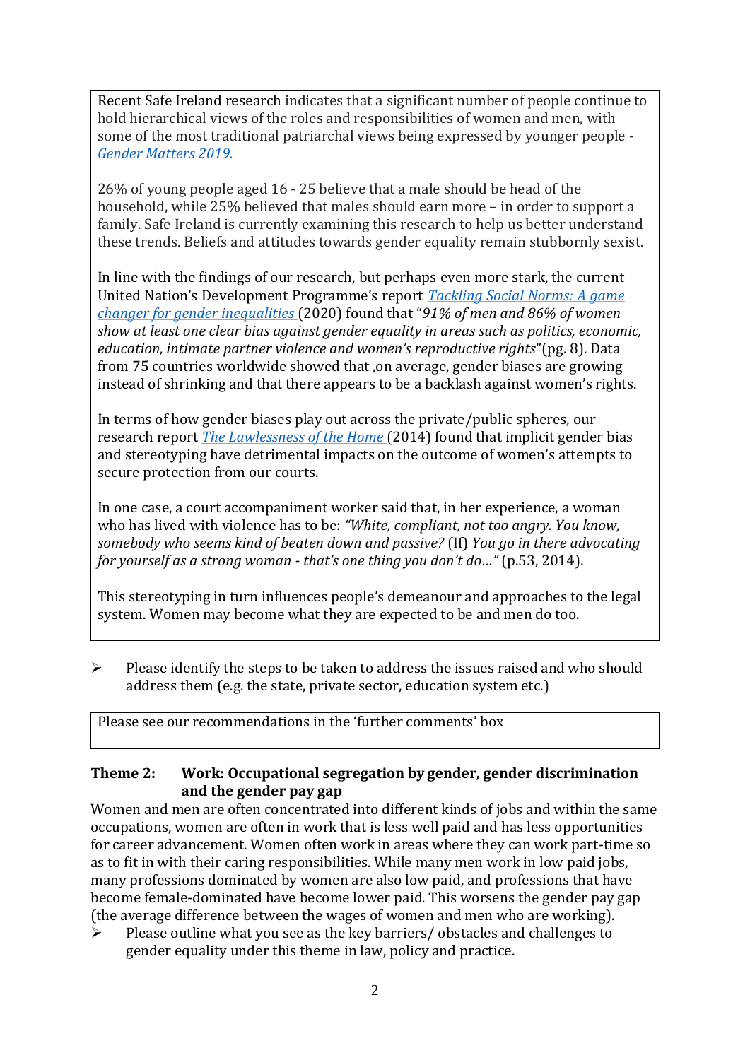Recent Safe Ireland research indicates that a significant number of people continue to hold hierarchical views of the roles and responsibilities of women and men, with some of the most traditional patriarchal views being expressed by younger people - [Gender Matters 2019.]()

26% of young people aged 16 - 25 believe that a male should be head of the household, while 25% believed that males should earn more – in order to support a family. Safe Ireland is currently examining this research to help us better understand these trends. Beliefs and attitudes towards gender equality remain stubbornly sexist.

In line with the findings of our research, but perhaps even more stark, the current United Nation's Development Programme's report [Tackling Social Norms: A game changer for gender inequalities]() (2020) found that "*91% of men and 86% of women show at least one clear bias against gender equality in areas such as politics, economic, education, intimate partner violence and women's reproductive rights*"(pg. 8). Data from 75 countries worldwide showed that ,on average, gender biases are growing instead of shrinking and that there appears to be a backlash against women's rights.

In terms of how gender biases play out across the private/public spheres, our research report [The Lawlessness of the Home]() (2014) found that implicit gender bias and stereotyping have detrimental impacts on the outcome of women's attempts to secure protection from our courts.

In one case, a court accompaniment worker said that, in her experience, a woman who has lived with violence has to be: *"White, compliant, not too angry. You know, somebody who seems kind of beaten down and passive?* (If) *You go in there advocating for yourself as a strong woman - that's one thing you don't do…"* (p.53, 2014).

This stereotyping in turn influences people's demeanour and approaches to the legal system. Women may become what they are expected to be and men do too.

- Please identify the steps to be taken to address the issues raised and who should address them (e.g. the state, private sector, education system etc.)

Please see our recommendations in the 'further comments' box

## Theme 2: Work: Occupational segregation by gender, gender discrimination and the gender pay gap

Women and men are often concentrated into different kinds of jobs and within the same occupations, women are often in work that is less well paid and has less opportunities for career advancement. Women often work in areas where they can work part-time so as to fit in with their caring responsibilities. While many men work in low paid jobs, many professions dominated by women are also low paid, and professions that have become female-dominated have become lower paid. This worsens the gender pay gap (the average difference between the wages of women and men who are working).

- Please outline what you see as the key barriers/ obstacles and challenges to gender equality under this theme in law, policy and practice.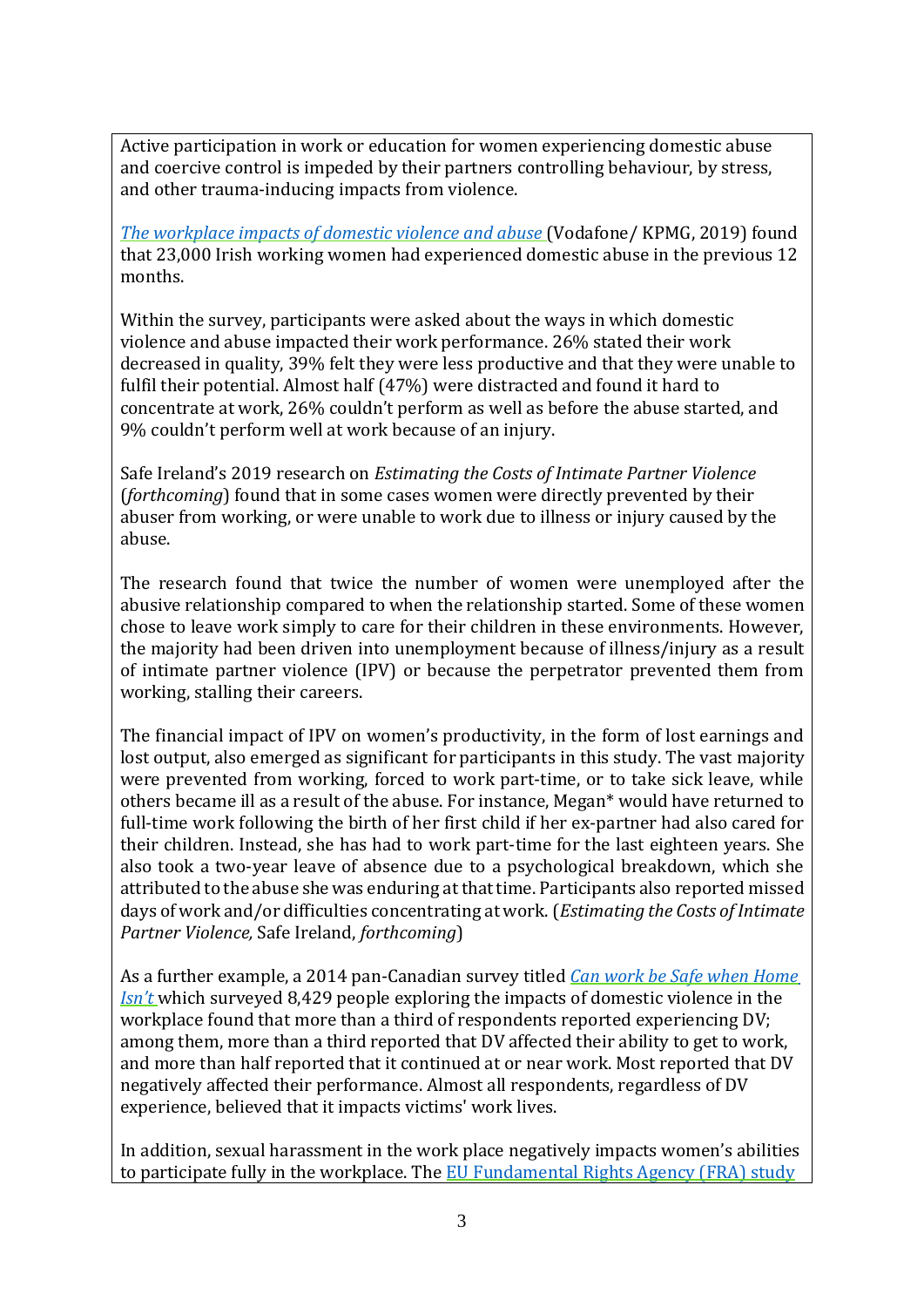Active participation in work or education for women experiencing domestic abuse and coercive control is impeded by their partners controlling behaviour, by stress, and other trauma-inducing impacts from violence.

*The workplace impacts of domestic violence and abuse* (Vodafone/ KPMG, 2019) found that 23,000 Irish working women had experienced domestic abuse in the previous 12 months.

Within the survey, participants were asked about the ways in which domestic violence and abuse impacted their work performance. 26% stated their work decreased in quality, 39% felt they were less productive and that they were unable to fulfil their potential. Almost half (47%) were distracted and found it hard to concentrate at work, 26% couldn't perform as well as before the abuse started, and 9% couldn't perform well at work because of an injury.

Safe Ireland's 2019 research on *Estimating the Costs of Intimate Partner Violence* (*forthcoming*) found that in some cases women were directly prevented by their abuser from working, or were unable to work due to illness or injury caused by the abuse.

The research found that twice the number of women were unemployed after the abusive relationship compared to when the relationship started. Some of these women chose to leave work simply to care for their children in these environments. However, the majority had been driven into unemployment because of illness/injury as a result of intimate partner violence (IPV) or because the perpetrator prevented them from working, stalling their careers.

The financial impact of IPV on women's productivity, in the form of lost earnings and lost output, also emerged as significant for participants in this study. The vast majority were prevented from working, forced to work part-time, or to take sick leave, while others became ill as a result of the abuse. For instance, Megan* would have returned to full-time work following the birth of her first child if her ex-partner had also cared for their children. Instead, she has had to work part-time for the last eighteen years. She also took a two-year leave of absence due to a psychological breakdown, which she attributed to the abuse she was enduring at that time. Participants also reported missed days of work and/or difficulties concentrating at work. (*Estimating the Costs of Intimate Partner Violence,* Safe Ireland, *forthcoming*)

As a further example, a 2014 pan-Canadian survey titled *Can work be Safe when Home Isn't* which surveyed 8,429 people exploring the impacts of domestic violence in the workplace found that more than a third of respondents reported experiencing DV; among them, more than a third reported that DV affected their ability to get to work, and more than half reported that it continued at or near work. Most reported that DV negatively affected their performance. Almost all respondents, regardless of DV experience, believed that it impacts victims' work lives.

In addition, sexual harassment in the work place negatively impacts women's abilities to participate fully in the workplace. The EU Fundamental Rights Agency (FRA) study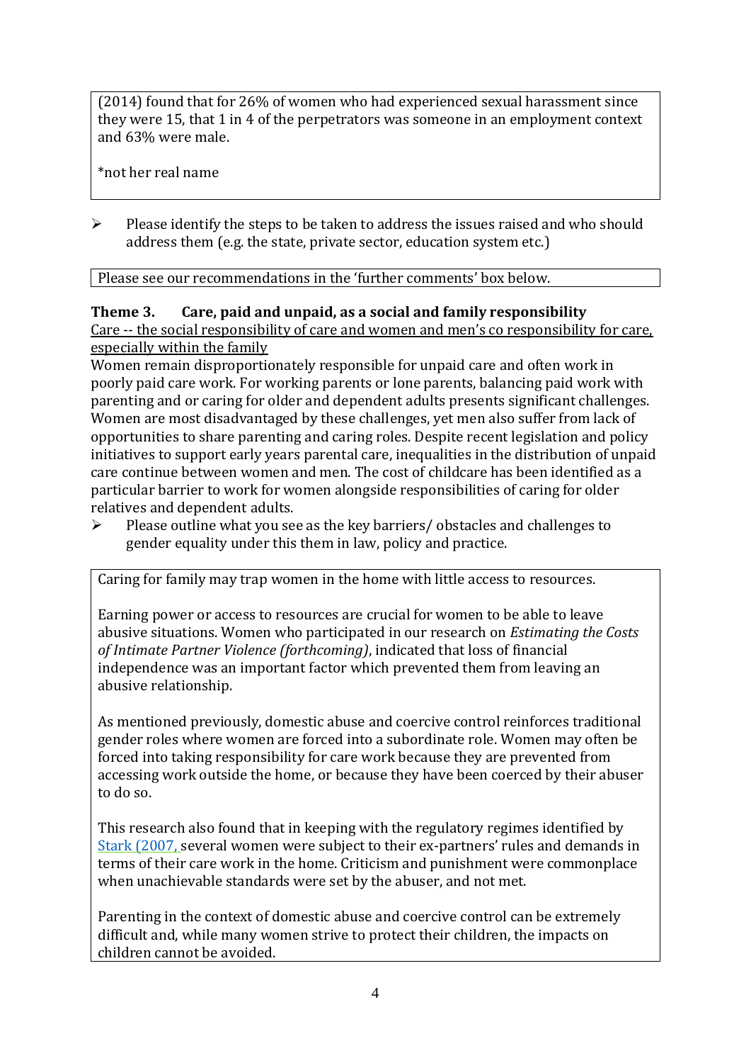(2014) found that for 26% of women who had experienced sexual harassment since they were 15, that 1 in 4 of the perpetrators was someone in an employment context and 63% were male.

*not her real name

- Please identify the steps to be taken to address the issues raised and who should address them (e.g. the state, private sector, education system etc.)

Please see our recommendations in the 'further comments' box below.

**Theme 3. Care, paid and unpaid, as a social and family responsibility**

Care -- the social responsibility of care and women and men's co responsibility for care, especially within the family

Women remain disproportionately responsible for unpaid care and often work in poorly paid care work. For working parents or lone parents, balancing paid work with parenting and or caring for older and dependent adults presents significant challenges. Women are most disadvantaged by these challenges, yet men also suffer from lack of opportunities to share parenting and caring roles. Despite recent legislation and policy initiatives to support early years parental care, inequalities in the distribution of unpaid care continue between women and men. The cost of childcare has been identified as a particular barrier to work for women alongside responsibilities of caring for older relatives and dependent adults.

- Please outline what you see as the key barriers/ obstacles and challenges to gender equality under this them in law, policy and practice.

Caring for family may trap women in the home with little access to resources.

Earning power or access to resources are crucial for women to be able to leave abusive situations. Women who participated in our research on *Estimating the Costs of Intimate Partner Violence (forthcoming)*, indicated that loss of financial independence was an important factor which prevented them from leaving an abusive relationship.

As mentioned previously, domestic abuse and coercive control reinforces traditional gender roles where women are forced into a subordinate role. Women may often be forced into taking responsibility for care work because they are prevented from accessing work outside the home, or because they have been coerced by their abuser to do so.

This research also found that in keeping with the regulatory regimes identified by Stark (2007, several women were subject to their ex-partners' rules and demands in terms of their care work in the home. Criticism and punishment were commonplace when unachievable standards were set by the abuser, and not met.

Parenting in the context of domestic abuse and coercive control can be extremely difficult and, while many women strive to protect their children, the impacts on children cannot be avoided.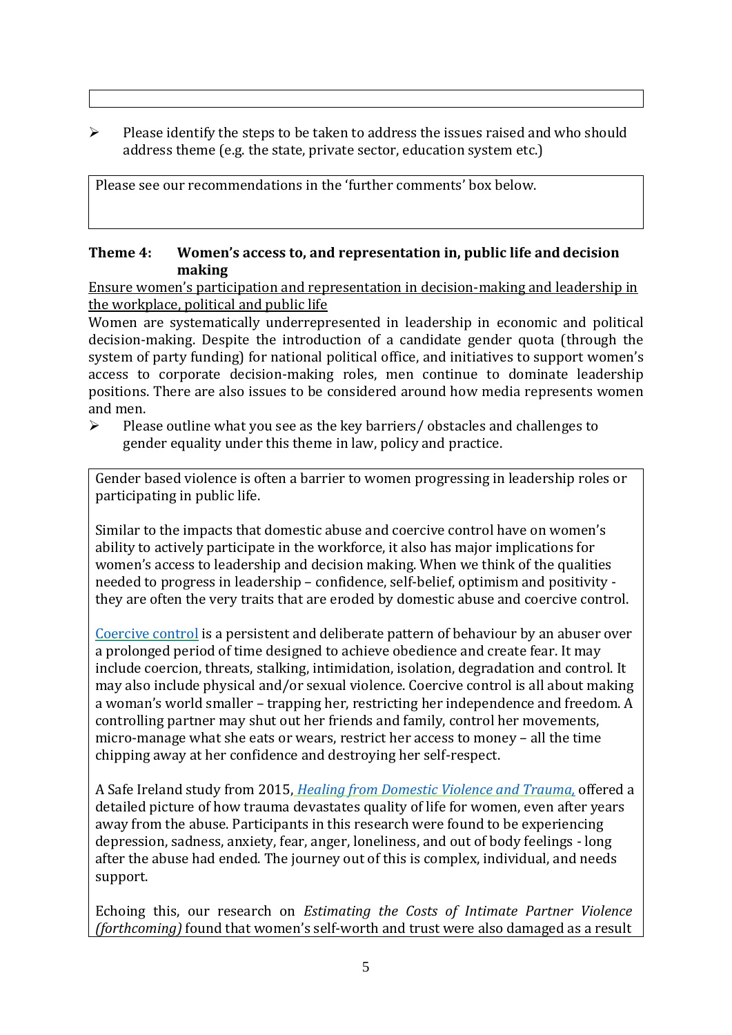- Please identify the steps to be taken to address the issues raised and who should address theme (e.g. the state, private sector, education system etc.)

Please see our recommendations in the 'further comments' box below.

**Theme 4: Women's access to, and representation in, public life and decision making**

<u>Ensure women's participation and representation in decision-making and leadership in the workplace, political and public life</u>

Women are systematically underrepresented in leadership in economic and political decision-making. Despite the introduction of a candidate gender quota (through the system of party funding) for national political office, and initiatives to support women's access to corporate decision-making roles, men continue to dominate leadership positions. There are also issues to be considered around how media represents women and men.

- Please outline what you see as the key barriers/ obstacles and challenges to gender equality under this theme in law, policy and practice.

Gender based violence is often a barrier to women progressing in leadership roles or participating in public life.

Similar to the impacts that domestic abuse and coercive control have on women's ability to actively participate in the workforce, it also has major implications for women's access to leadership and decision making. When we think of the qualities needed to progress in leadership – confidence, self-belief, optimism and positivity - they are often the very traits that are eroded by domestic abuse and coercive control.

Coercive control is a persistent and deliberate pattern of behaviour by an abuser over a prolonged period of time designed to achieve obedience and create fear. It may include coercion, threats, stalking, intimidation, isolation, degradation and control. It may also include physical and/or sexual violence. Coercive control is all about making a woman's world smaller – trapping her, restricting her independence and freedom. A controlling partner may shut out her friends and family, control her movements, micro-manage what she eats or wears, restrict her access to money – all the time chipping away at her confidence and destroying her self-respect.

A Safe Ireland study from 2015, *Healing from Domestic Violence and Trauma,* offered a detailed picture of how trauma devastates quality of life for women, even after years away from the abuse. Participants in this research were found to be experiencing depression, sadness, anxiety, fear, anger, loneliness, and out of body feelings - long after the abuse had ended. The journey out of this is complex, individual, and needs support.

Echoing this, our research on *Estimating the Costs of Intimate Partner Violence (forthcoming)* found that women's self-worth and trust were also damaged as a result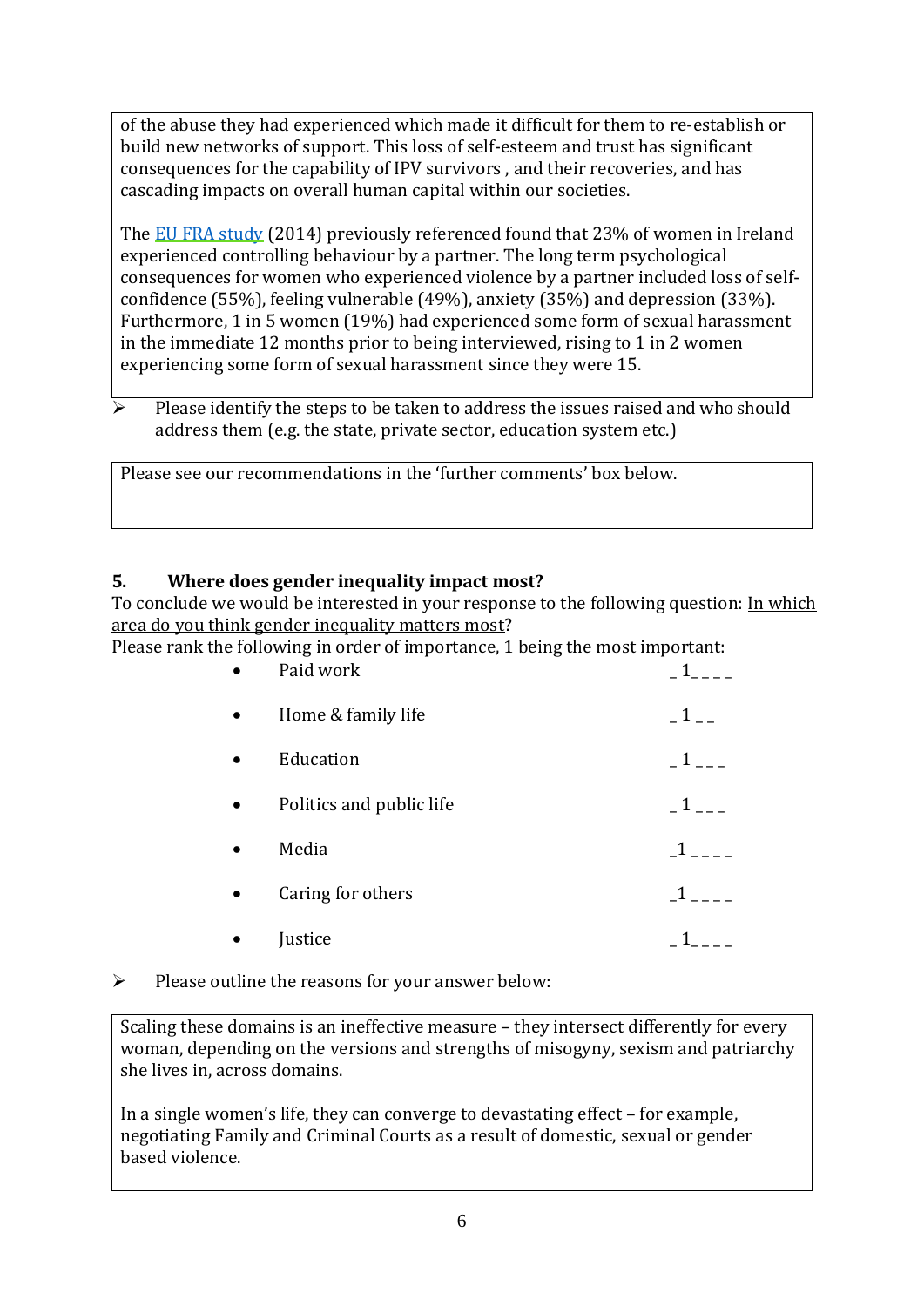of the abuse they had experienced which made it difficult for them to re-establish or build new networks of support. This loss of self-esteem and trust has significant consequences for the capability of IPV survivors , and their recoveries, and has cascading impacts on overall human capital within our societies.

The EU FRA study (2014) previously referenced found that 23% of women in Ireland experienced controlling behaviour by a partner. The long term psychological consequences for women who experienced violence by a partner included loss of self-confidence (55%), feeling vulnerable (49%), anxiety (35%) and depression (33%). Furthermore, 1 in 5 women (19%) had experienced some form of sexual harassment in the immediate 12 months prior to being interviewed, rising to 1 in 2 women experiencing some form of sexual harassment since they were 15.

➢ Please identify the steps to be taken to address the issues raised and who should address them (e.g. the state, private sector, education system etc.)

Please see our recommendations in the 'further comments' box below.

## 5. Where does gender inequality impact most?

To conclude we would be interested in your response to the following question: In which area do you think gender inequality matters most?

Please rank the following in order of importance, 1 being the most important:

- Paid work _1_ _ _ _
- Home & family life _1_ _
- Education _1_ _ _
- Politics and public life _1_ _ _
- Media _1_ _ _ _
- Caring for others _1_ _ _ _
- Justice _1_ _ _ _

➢ Please outline the reasons for your answer below:

Scaling these domains is an ineffective measure – they intersect differently for every woman, depending on the versions and strengths of misogyny, sexism and patriarchy she lives in, across domains.

In a single women's life, they can converge to devastating effect – for example, negotiating Family and Criminal Courts as a result of domestic, sexual or gender based violence.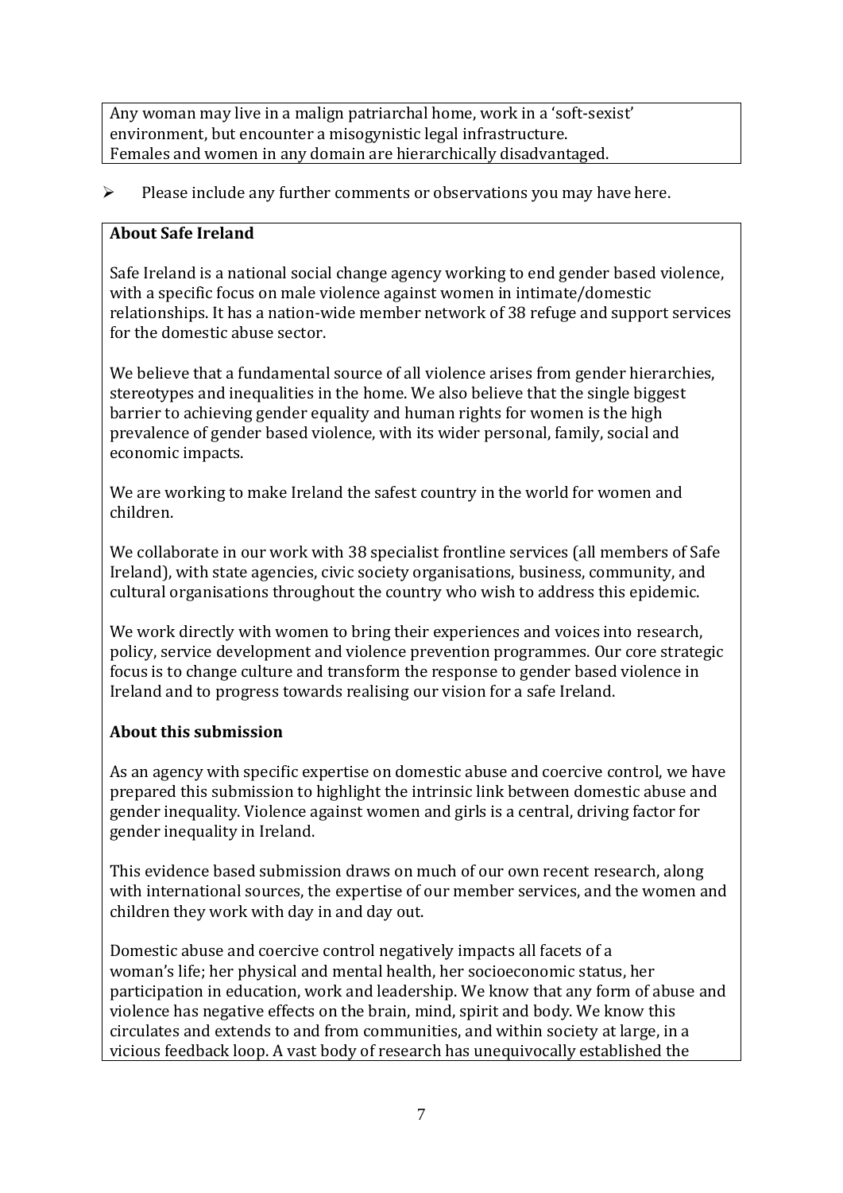Any woman may live in a malign patriarchal home, work in a 'soft-sexist' environment, but encounter a misogynistic legal infrastructure.
Females and women in any domain are hierarchically disadvantaged.

- Please include any further comments or observations you may have here.

**About Safe Ireland**

Safe Ireland is a national social change agency working to end gender based violence, with a specific focus on male violence against women in intimate/domestic relationships. It has a nation-wide member network of 38 refuge and support services for the domestic abuse sector.

We believe that a fundamental source of all violence arises from gender hierarchies, stereotypes and inequalities in the home. We also believe that the single biggest barrier to achieving gender equality and human rights for women is the high prevalence of gender based violence, with its wider personal, family, social and economic impacts.

We are working to make Ireland the safest country in the world for women and children.

We collaborate in our work with 38 specialist frontline services (all members of Safe Ireland), with state agencies, civic society organisations, business, community, and cultural organisations throughout the country who wish to address this epidemic.

We work directly with women to bring their experiences and voices into research, policy, service development and violence prevention programmes. Our core strategic focus is to change culture and transform the response to gender based violence in Ireland and to progress towards realising our vision for a safe Ireland.

**About this submission**

As an agency with specific expertise on domestic abuse and coercive control, we have prepared this submission to highlight the intrinsic link between domestic abuse and gender inequality. Violence against women and girls is a central, driving factor for gender inequality in Ireland.

This evidence based submission draws on much of our own recent research, along with international sources, the expertise of our member services, and the women and children they work with day in and day out.

Domestic abuse and coercive control negatively impacts all facets of a woman's life; her physical and mental health, her socioeconomic status, her participation in education, work and leadership. We know that any form of abuse and violence has negative effects on the brain, mind, spirit and body. We know this circulates and extends to and from communities, and within society at large, in a vicious feedback loop. A vast body of research has unequivocally established the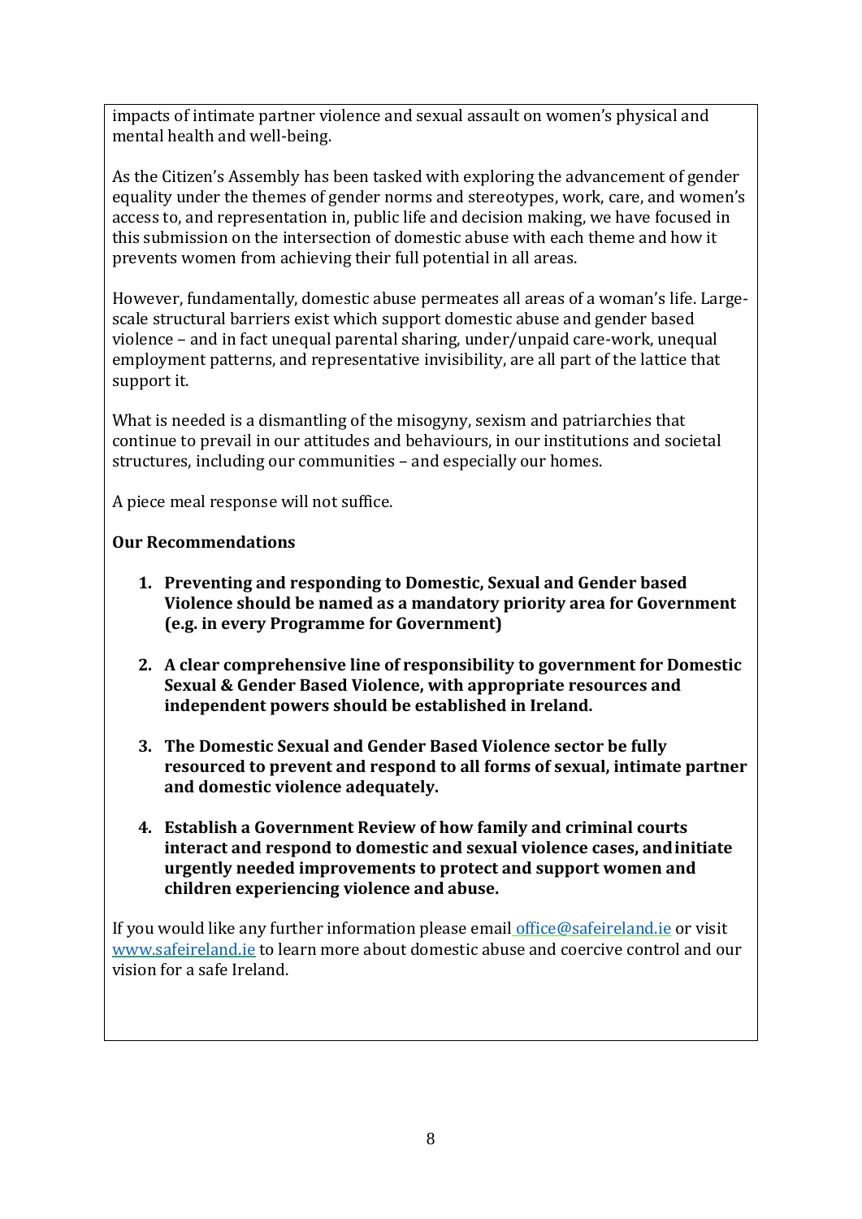impacts of intimate partner violence and sexual assault on women's physical and mental health and well-being.

As the Citizen's Assembly has been tasked with exploring the advancement of gender equality under the themes of gender norms and stereotypes, work, care, and women's access to, and representation in, public life and decision making, we have focused in this submission on the intersection of domestic abuse with each theme and how it prevents women from achieving their full potential in all areas.

However, fundamentally, domestic abuse permeates all areas of a woman's life. Large-scale structural barriers exist which support domestic abuse and gender based violence – and in fact unequal parental sharing, under/unpaid care-work, unequal employment patterns, and representative invisibility, are all part of the lattice that support it.

What is needed is a dismantling of the misogyny, sexism and patriarchies that continue to prevail in our attitudes and behaviours, in our institutions and societal structures, including our communities – and especially our homes.

A piece meal response will not suffice.

**Our Recommendations**

1. **Preventing and responding to Domestic, Sexual and Gender based Violence should be named as a mandatory priority area for Government (e.g. in every Programme for Government)**

2. **A clear comprehensive line of responsibility to government for Domestic Sexual & Gender Based Violence, with appropriate resources and independent powers should be established in Ireland.**

3. **The Domestic Sexual and Gender Based Violence sector be fully resourced to prevent and respond to all forms of sexual, intimate partner and domestic violence adequately.**

4. **Establish a Government Review of how family and criminal courts interact and respond to domestic and sexual violence cases, and initiate urgently needed improvements to protect and support women and children experiencing violence and abuse.**

If you would like any further information please email office@safeireland.ie or visit www.safeireland.ie to learn more about domestic abuse and coercive control and our vision for a safe Ireland.